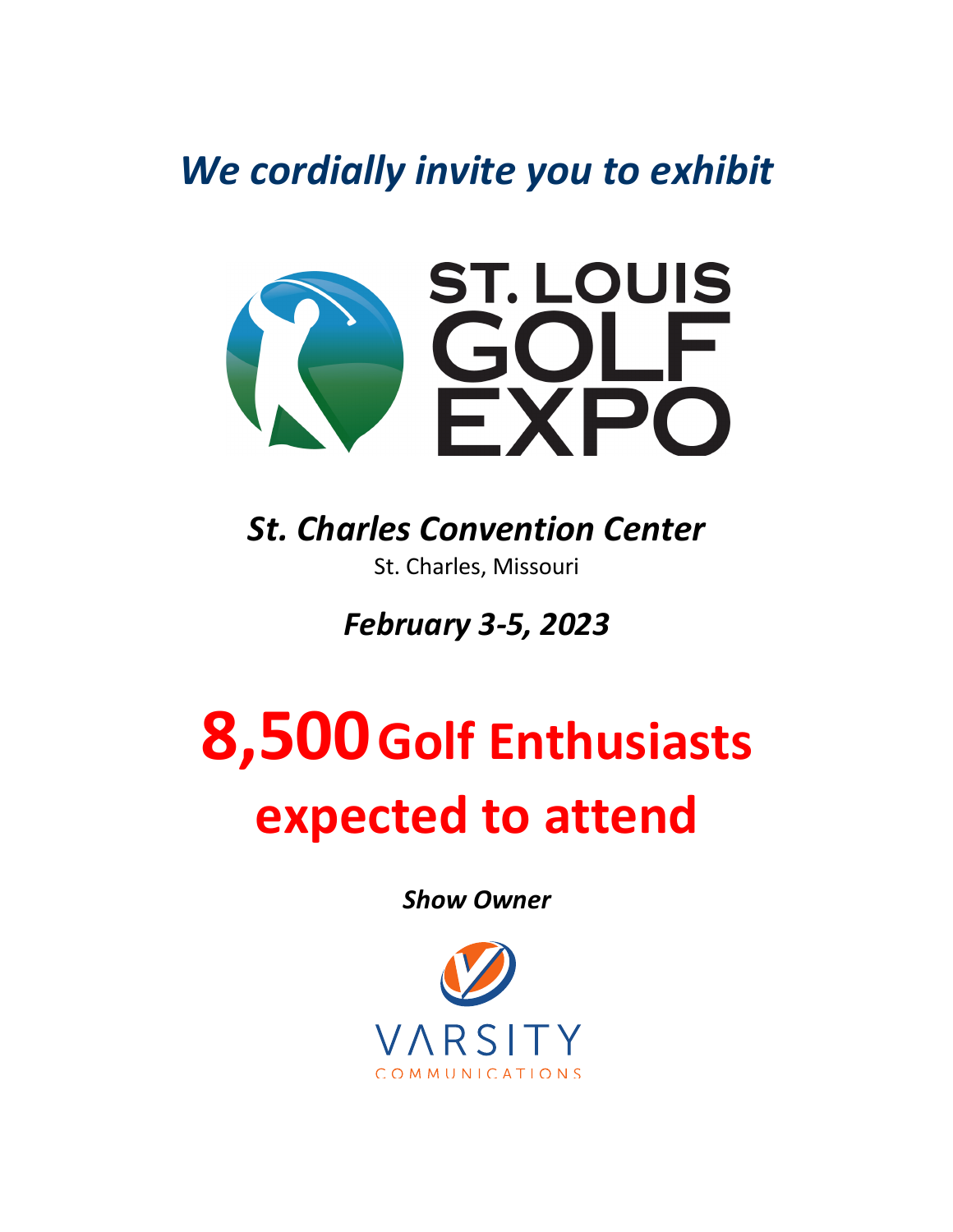*We cordially invite you to exhibit*

# ST. LOUIS GOLF EXPO

***St. Charles Convention Center***

St. Charles, Missouri

***February 3-5, 2023***

# 8,500 Golf Enthusiasts expected to attend

***Show Owner***

VARSITY
COMMUNICATIONS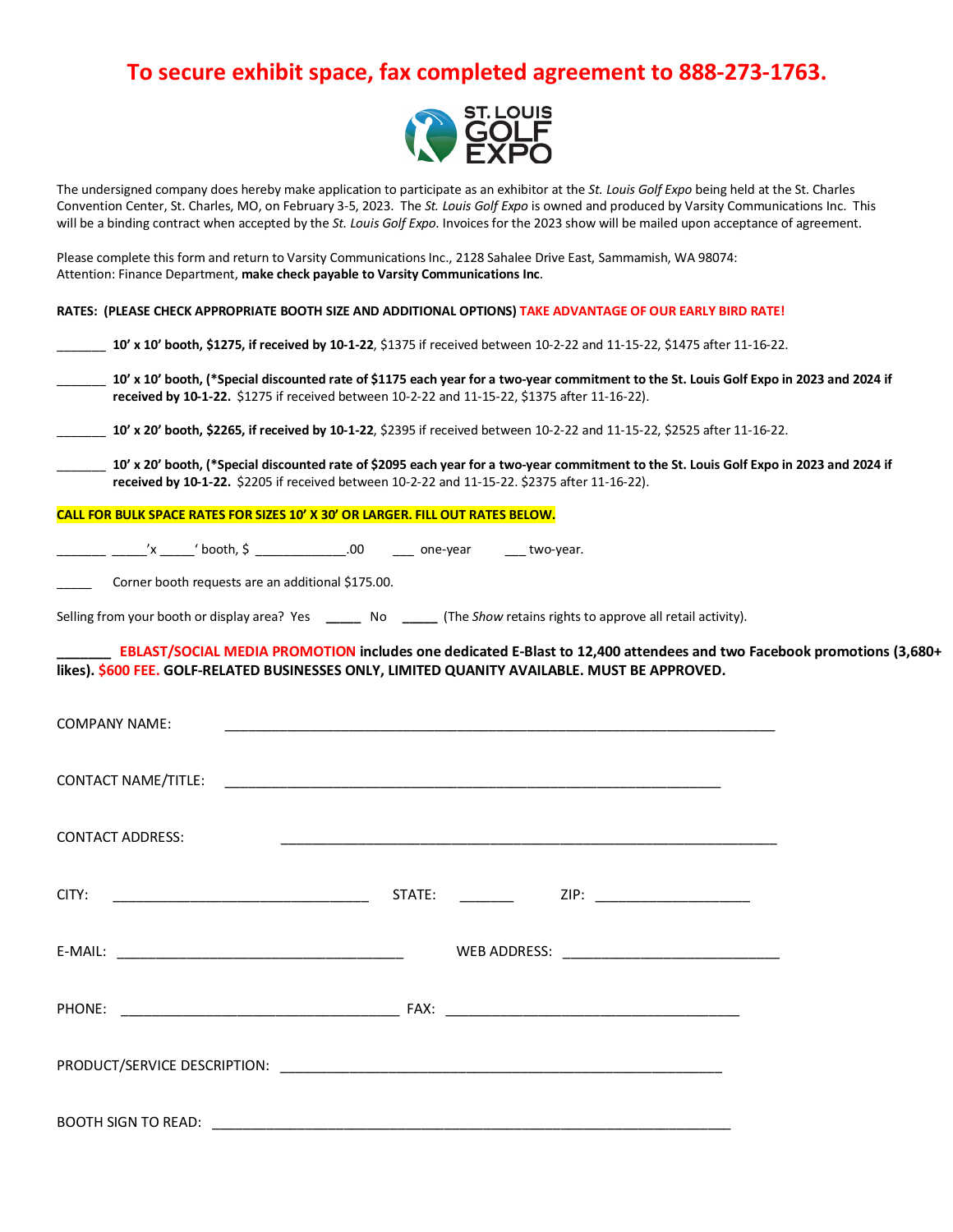# To secure exhibit space, fax completed agreement to 888-273-1763.

ST. LOUIS GOLF EXPO

The undersigned company does hereby make application to participate as an exhibitor at the *St. Louis Golf Expo* being held at the St. Charles Convention Center, St. Charles, MO, on February 3-5, 2023. The *St. Louis Golf Expo* is owned and produced by Varsity Communications Inc. This will be a binding contract when accepted by the *St. Louis Golf Expo*. Invoices for the 2023 show will be mailed upon acceptance of agreement.

Please complete this form and return to Varsity Communications Inc., 2128 Sahalee Drive East, Sammamish, WA 98074: Attention: Finance Department, **make check payable to Varsity Communications Inc**.

**RATES: (PLEASE CHECK APPROPRIATE BOOTH SIZE AND ADDITIONAL OPTIONS)** **TAKE ADVANTAGE OF OUR EARLY BIRD RATE!**

_______ **10' x 10' booth, $1275, if received by 10-1-22**, $1375 if received between 10-2-22 and 11-15-22, $1475 after 11-16-22.

_______ **10' x 10' booth, (*Special discounted rate of $1175 each year for a two-year commitment to the St. Louis Golf Expo in 2023 and 2024 if received by 10-1-22.** $1275 if received between 10-2-22 and 11-15-22, $1375 after 11-16-22).

_______ **10' x 20' booth, $2265, if received by 10-1-22**, $2395 if received between 10-2-22 and 11-15-22, $2525 after 11-16-22.

_______ **10' x 20' booth, (*Special discounted rate of $2095 each year for a two-year commitment to the St. Louis Golf Expo in 2023 and 2024 if received by 10-1-22.** $2205 if received between 10-2-22 and 11-15-22. $2375 after 11-16-22).

**CALL FOR BULK SPACE RATES FOR SIZES 10' X 30' OR LARGER. FILL OUT RATES BELOW.**

_______ _____'x _____' booth, $ _____________.00 ___ one-year ___ two-year.

_____ Corner booth requests are an additional $175.00.

Selling from your booth or display area? Yes _____ No _____ (The *Show* retains rights to approve all retail activity).

_______ **EBLAST/SOCIAL MEDIA PROMOTION includes one dedicated E-Blast to 12,400 attendees and two Facebook promotions (3,680+ likes). $600 FEE. GOLF-RELATED BUSINESSES ONLY, LIMITED QUANITY AVAILABLE. MUST BE APPROVED.**

COMPANY NAME: ______________________________________________________________________

CONTACT NAME/TITLE: _______________________________________________________________

CONTACT ADDRESS: __________________________________________________________________

CITY: ________________________________ STATE: _______ ZIP: ____________________

E-MAIL: ____________________________________ WEB ADDRESS: ___________________________

PHONE: ___________________________________ FAX: _____________________________________

PRODUCT/SERVICE DESCRIPTION: _____________________________________________________

BOOTH SIGN TO READ: ________________________________________________________________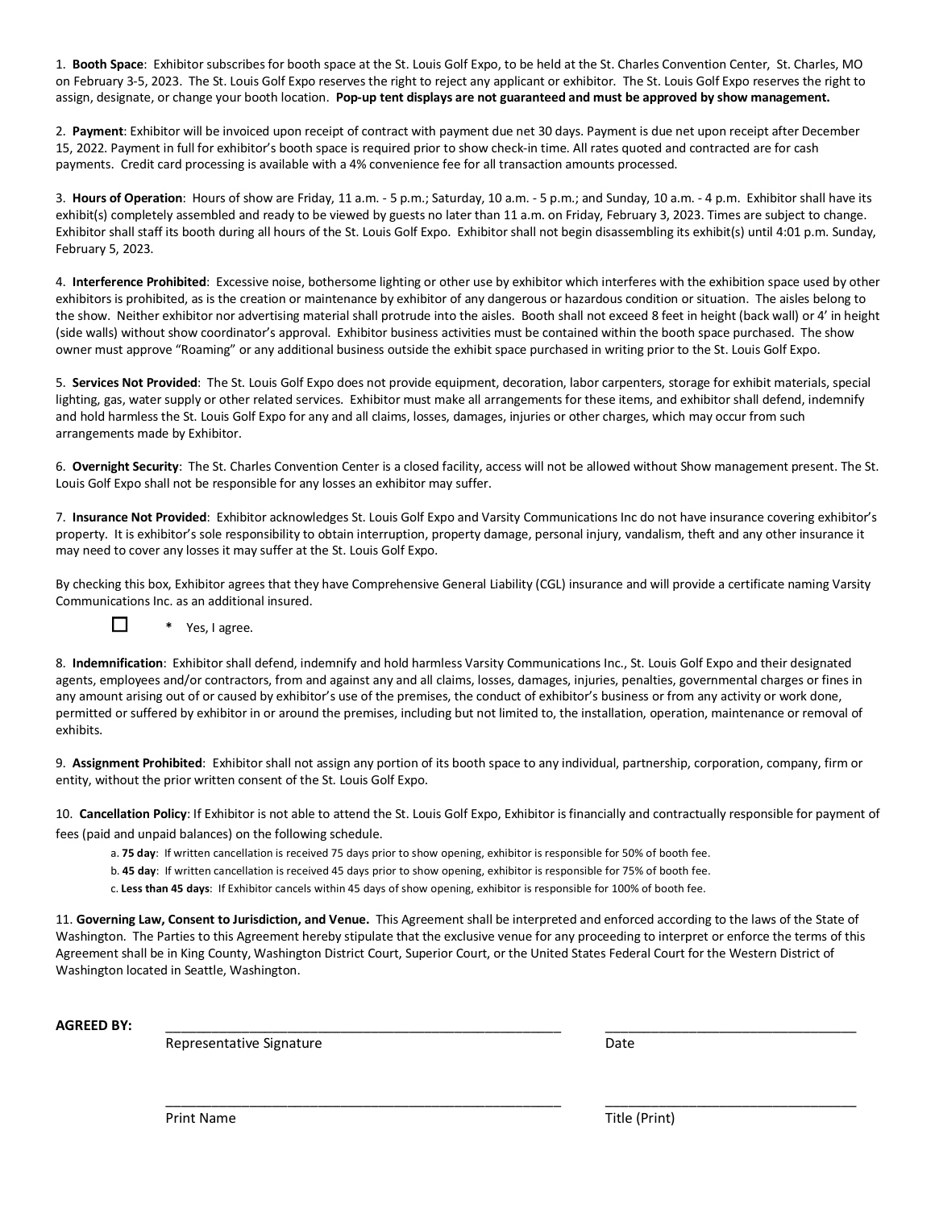1. **Booth Space**: Exhibitor subscribes for booth space at the St. Louis Golf Expo, to be held at the St. Charles Convention Center, St. Charles, MO on February 3-5, 2023. The St. Louis Golf Expo reserves the right to reject any applicant or exhibitor. The St. Louis Golf Expo reserves the right to assign, designate, or change your booth location. **Pop-up tent displays are not guaranteed and must be approved by show management.**

2. **Payment**: Exhibitor will be invoiced upon receipt of contract with payment due net 30 days. Payment is due net upon receipt after December 15, 2022. Payment in full for exhibitor's booth space is required prior to show check-in time. All rates quoted and contracted are for cash payments. Credit card processing is available with a 4% convenience fee for all transaction amounts processed.

3. **Hours of Operation**: Hours of show are Friday, 11 a.m. - 5 p.m.; Saturday, 10 a.m. - 5 p.m.; and Sunday, 10 a.m. - 4 p.m. Exhibitor shall have its exhibit(s) completely assembled and ready to be viewed by guests no later than 11 a.m. on Friday, February 3, 2023. Times are subject to change. Exhibitor shall staff its booth during all hours of the St. Louis Golf Expo. Exhibitor shall not begin disassembling its exhibit(s) until 4:01 p.m. Sunday, February 5, 2023.

4. **Interference Prohibited**: Excessive noise, bothersome lighting or other use by exhibitor which interferes with the exhibition space used by other exhibitors is prohibited, as is the creation or maintenance by exhibitor of any dangerous or hazardous condition or situation. The aisles belong to the show. Neither exhibitor nor advertising material shall protrude into the aisles. Booth shall not exceed 8 feet in height (back wall) or 4' in height (side walls) without show coordinator's approval. Exhibitor business activities must be contained within the booth space purchased. The show owner must approve "Roaming" or any additional business outside the exhibit space purchased in writing prior to the St. Louis Golf Expo.

5. **Services Not Provided**: The St. Louis Golf Expo does not provide equipment, decoration, labor carpenters, storage for exhibit materials, special lighting, gas, water supply or other related services. Exhibitor must make all arrangements for these items, and exhibitor shall defend, indemnify and hold harmless the St. Louis Golf Expo for any and all claims, losses, damages, injuries or other charges, which may occur from such arrangements made by Exhibitor.

6. **Overnight Security**: The St. Charles Convention Center is a closed facility, access will not be allowed without Show management present. The St. Louis Golf Expo shall not be responsible for any losses an exhibitor may suffer.

7. **Insurance Not Provided**: Exhibitor acknowledges St. Louis Golf Expo and Varsity Communications Inc do not have insurance covering exhibitor's property. It is exhibitor's sole responsibility to obtain interruption, property damage, personal injury, vandalism, theft and any other insurance it may need to cover any losses it may suffer at the St. Louis Golf Expo.

By checking this box, Exhibitor agrees that they have Comprehensive General Liability (CGL) insurance and will provide a certificate naming Varsity Communications Inc. as an additional insured.

☐ * Yes, I agree.

8. **Indemnification**: Exhibitor shall defend, indemnify and hold harmless Varsity Communications Inc., St. Louis Golf Expo and their designated agents, employees and/or contractors, from and against any and all claims, losses, damages, injuries, penalties, governmental charges or fines in any amount arising out of or caused by exhibitor's use of the premises, the conduct of exhibitor's business or from any activity or work done, permitted or suffered by exhibitor in or around the premises, including but not limited to, the installation, operation, maintenance or removal of exhibits.

9. **Assignment Prohibited**: Exhibitor shall not assign any portion of its booth space to any individual, partnership, corporation, company, firm or entity, without the prior written consent of the St. Louis Golf Expo.

10. **Cancellation Policy**: If Exhibitor is not able to attend the St. Louis Golf Expo, Exhibitor is financially and contractually responsible for payment of fees (paid and unpaid balances) on the following schedule.

   a. **75 day**: If written cancellation is received 75 days prior to show opening, exhibitor is responsible for 50% of booth fee.
   b. **45 day**: If written cancellation is received 45 days prior to show opening, exhibitor is responsible for 75% of booth fee.
   c. **Less than 45 days**: If Exhibitor cancels within 45 days of show opening, exhibitor is responsible for 100% of booth fee.

11. **Governing Law, Consent to Jurisdiction, and Venue.** This Agreement shall be interpreted and enforced according to the laws of the State of Washington. The Parties to this Agreement hereby stipulate that the exclusive venue for any proceeding to interpret or enforce the terms of this Agreement shall be in King County, Washington District Court, Superior Court, or the United States Federal Court for the Western District of Washington located in Seattle, Washington.

**AGREED BY:**

______________________________ Representative Signature

______________________________ Date

______________________________ Print Name

______________________________ Title (Print)